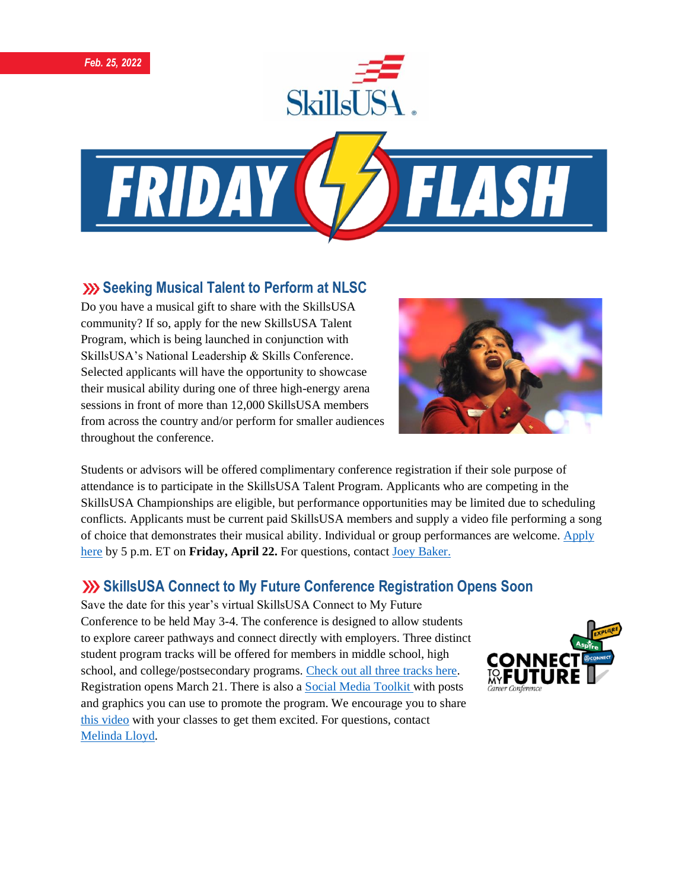Feb. 25, 2022

# FRIDAY FLASH

## Seeking Musical Talent to Perform at NLSC

Do you have a musical gift to share with the SkillsUSA community? If so, apply for the new SkillsUSA Talent Program, which is being launched in conjunction with SkillsUSA's National Leadership & Skills Conference. Selected applicants will have the opportunity to showcase their musical ability during one of three high-energy arena sessions in front of more than 12,000 SkillsUSA members from across the country and/or perform for smaller audiences throughout the conference.

Students or advisors will be offered complimentary conference registration if their sole purpose of attendance is to participate in the SkillsUSA Talent Program. Applicants who are competing in the SkillsUSA Championships are eligible, but performance opportunities may be limited due to scheduling conflicts. Applicants must be current paid SkillsUSA members and supply a video file performing a song of choice that demonstrates their musical ability. Individual or group performances are welcome. Apply here by 5 p.m. ET on **Friday, April 22.** For questions, contact Joey Baker.

## SkillsUSA Connect to My Future Conference Registration Opens Soon

Save the date for this year's virtual SkillsUSA Connect to My Future Conference to be held May 3-4. The conference is designed to allow students to explore career pathways and connect directly with employers. Three distinct student program tracks will be offered for members in middle school, high school, and college/postsecondary programs. Check out all three tracks here. Registration opens March 21. There is also a Social Media Toolkit with posts and graphics you can use to promote the program. We encourage you to share this video with your classes to get them excited. For questions, contact Melinda Lloyd.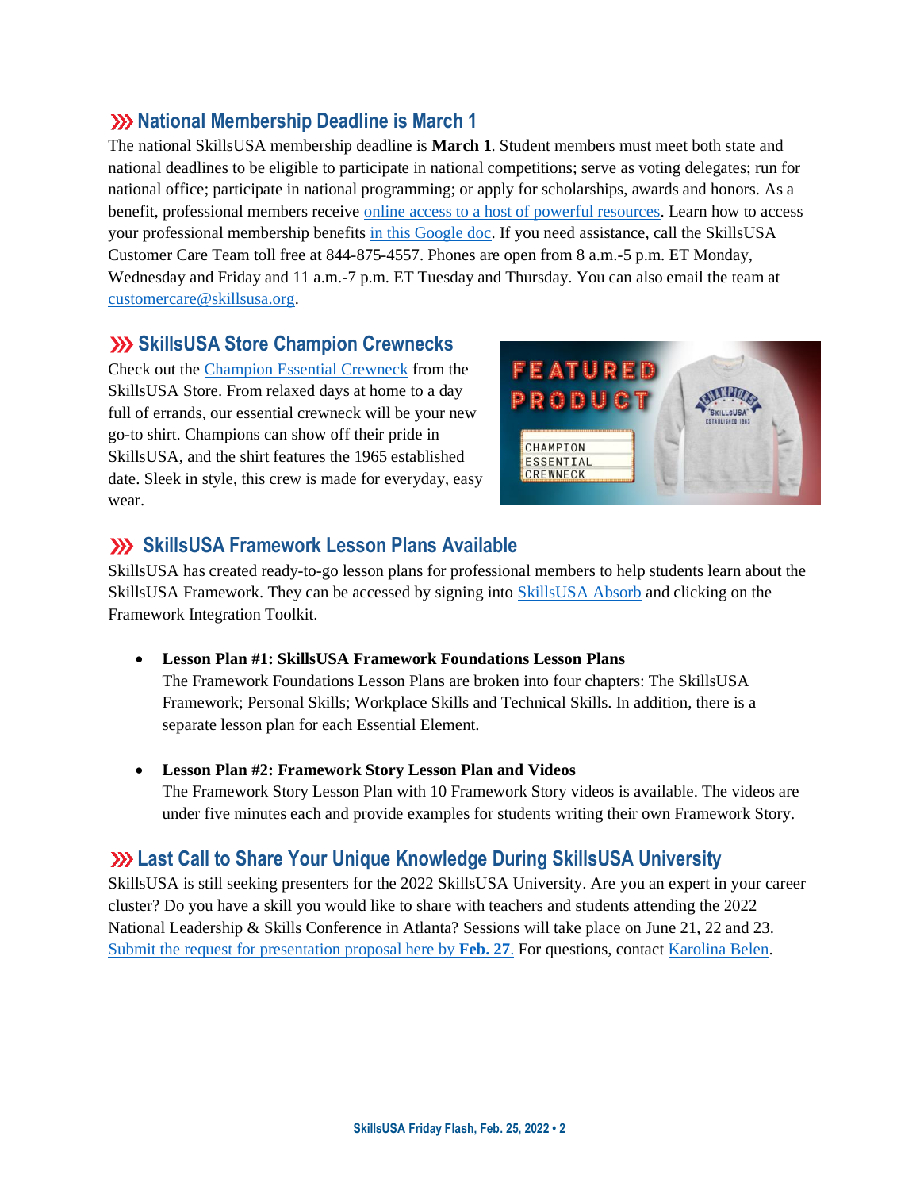## National Membership Deadline is March 1

The national SkillsUSA membership deadline is **March 1**. Student members must meet both state and national deadlines to be eligible to participate in national competitions; serve as voting delegates; run for national office; participate in national programming; or apply for scholarships, awards and honors. As a benefit, professional members receive online access to a host of powerful resources. Learn how to access your professional membership benefits in this Google doc. If you need assistance, call the SkillsUSA Customer Care Team toll free at 844-875-4557. Phones are open from 8 a.m.-5 p.m. ET Monday, Wednesday and Friday and 11 a.m.-7 p.m. ET Tuesday and Thursday. You can also email the team at customercare@skillsusa.org.

## SkillsUSA Store Champion Crewnecks

Check out the Champion Essential Crewneck from the SkillsUSA Store. From relaxed days at home to a day full of errands, our essential crewneck will be your new go-to shirt. Champions can show off their pride in SkillsUSA, and the shirt features the 1965 established date. Sleek in style, this crew is made for everyday, easy wear.

## SkillsUSA Framework Lesson Plans Available

SkillsUSA has created ready-to-go lesson plans for professional members to help students learn about the SkillsUSA Framework. They can be accessed by signing into SkillsUSA Absorb and clicking on the Framework Integration Toolkit.

- **Lesson Plan #1: SkillsUSA Framework Foundations Lesson Plans**
  The Framework Foundations Lesson Plans are broken into four chapters: The SkillsUSA Framework; Personal Skills; Workplace Skills and Technical Skills. In addition, there is a separate lesson plan for each Essential Element.

- **Lesson Plan #2: Framework Story Lesson Plan and Videos**
  The Framework Story Lesson Plan with 10 Framework Story videos is available. The videos are under five minutes each and provide examples for students writing their own Framework Story.

## Last Call to Share Your Unique Knowledge During SkillsUSA University

SkillsUSA is still seeking presenters for the 2022 SkillsUSA University. Are you an expert in your career cluster? Do you have a skill you would like to share with teachers and students attending the 2022 National Leadership & Skills Conference in Atlanta? Sessions will take place on June 21, 22 and 23. Submit the request for presentation proposal here by **Feb. 27**. For questions, contact Karolina Belen.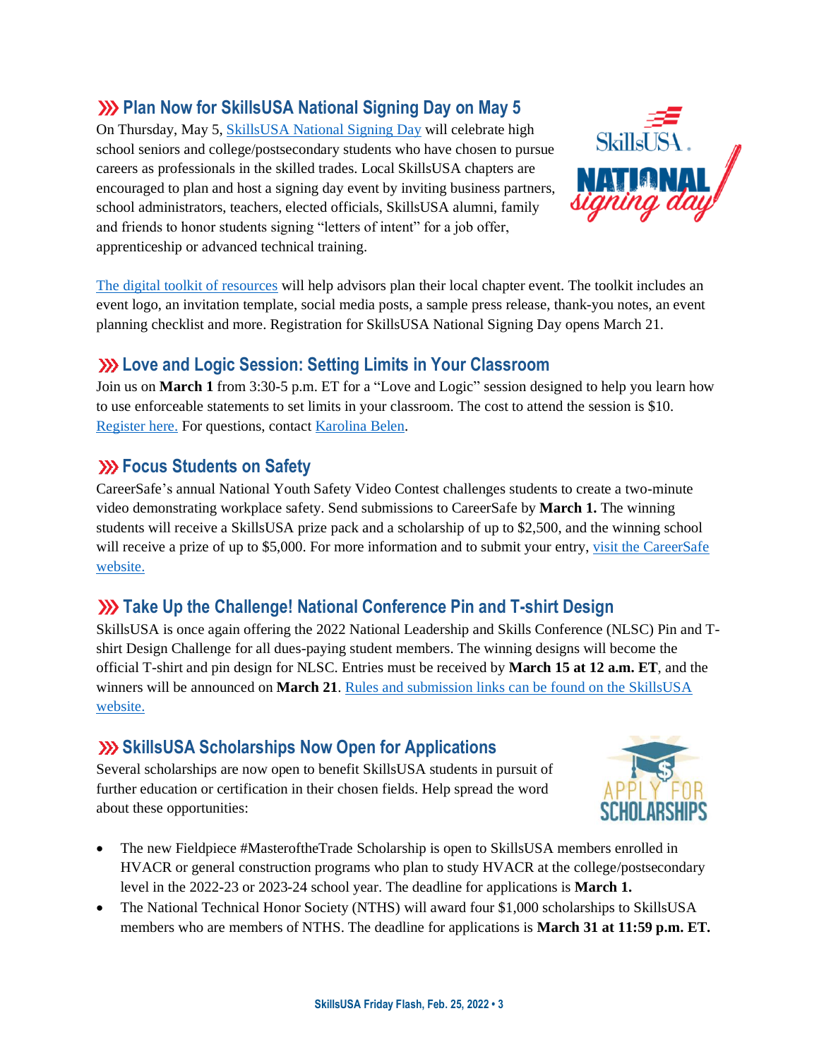## Plan Now for SkillsUSA National Signing Day on May 5

On Thursday, May 5, SkillsUSA National Signing Day will celebrate high school seniors and college/postsecondary students who have chosen to pursue careers as professionals in the skilled trades. Local SkillsUSA chapters are encouraged to plan and host a signing day event by inviting business partners, school administrators, teachers, elected officials, SkillsUSA alumni, family and friends to honor students signing "letters of intent" for a job offer, apprenticeship or advanced technical training.

The digital toolkit of resources will help advisors plan their local chapter event. The toolkit includes an event logo, an invitation template, social media posts, a sample press release, thank-you notes, an event planning checklist and more. Registration for SkillsUSA National Signing Day opens March 21.

## Love and Logic Session: Setting Limits in Your Classroom

Join us on **March 1** from 3:30-5 p.m. ET for a "Love and Logic" session designed to help you learn how to use enforceable statements to set limits in your classroom. The cost to attend the session is $10. Register here. For questions, contact Karolina Belen.

## Focus Students on Safety

CareerSafe's annual National Youth Safety Video Contest challenges students to create a two-minute video demonstrating workplace safety. Send submissions to CareerSafe by **March 1.** The winning students will receive a SkillsUSA prize pack and a scholarship of up to $2,500, and the winning school will receive a prize of up to $5,000. For more information and to submit your entry, visit the CareerSafe website.

## Take Up the Challenge! National Conference Pin and T-shirt Design

SkillsUSA is once again offering the 2022 National Leadership and Skills Conference (NLSC) Pin and T-shirt Design Challenge for all dues-paying student members. The winning designs will become the official T-shirt and pin design for NLSC. Entries must be received by **March 15 at 12 a.m. ET**, and the winners will be announced on **March 21**. Rules and submission links can be found on the SkillsUSA website.

## SkillsUSA Scholarships Now Open for Applications

Several scholarships are now open to benefit SkillsUSA students in pursuit of further education or certification in their chosen fields. Help spread the word about these opportunities:

- The new Fieldpiece #MasteroftheTrade Scholarship is open to SkillsUSA members enrolled in HVACR or general construction programs who plan to study HVACR at the college/postsecondary level in the 2022-23 or 2023-24 school year. The deadline for applications is **March 1.**
- The National Technical Honor Society (NTHS) will award four $1,000 scholarships to SkillsUSA members who are members of NTHS. The deadline for applications is **March 31 at 11:59 p.m. ET.**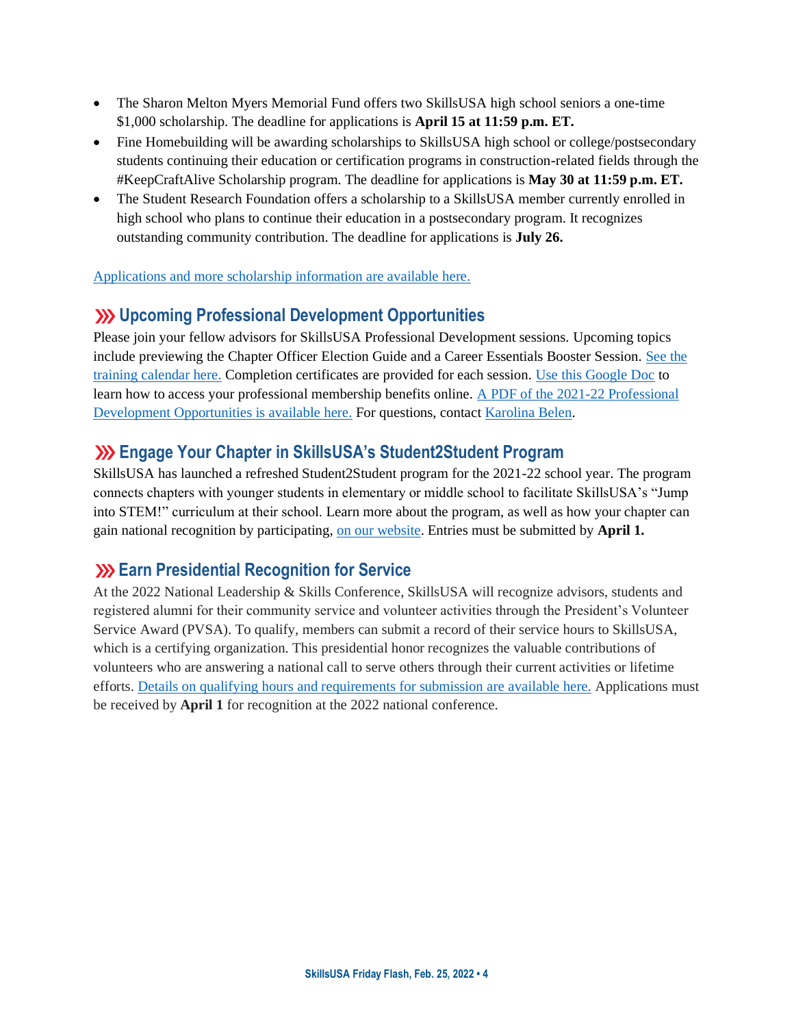- The Sharon Melton Myers Memorial Fund offers two SkillsUSA high school seniors a one-time $1,000 scholarship. The deadline for applications is **April 15 at 11:59 p.m. ET.**
- Fine Homebuilding will be awarding scholarships to SkillsUSA high school or college/postsecondary students continuing their education or certification programs in construction-related fields through the #KeepCraftAlive Scholarship program. The deadline for applications is **May 30 at 11:59 p.m. ET.**
- The Student Research Foundation offers a scholarship to a SkillsUSA member currently enrolled in high school who plans to continue their education in a postsecondary program. It recognizes outstanding community contribution. The deadline for applications is **July 26.**

Applications and more scholarship information are available here.

## ››› Upcoming Professional Development Opportunities

Please join your fellow advisors for SkillsUSA Professional Development sessions. Upcoming topics include previewing the Chapter Officer Election Guide and a Career Essentials Booster Session. See the training calendar here. Completion certificates are provided for each session. Use this Google Doc to learn how to access your professional membership benefits online. A PDF of the 2021-22 Professional Development Opportunities is available here. For questions, contact Karolina Belen.

## ››› Engage Your Chapter in SkillsUSA's Student2Student Program

SkillsUSA has launched a refreshed Student2Student program for the 2021-22 school year. The program connects chapters with younger students in elementary or middle school to facilitate SkillsUSA's "Jump into STEM!" curriculum at their school. Learn more about the program, as well as how your chapter can gain national recognition by participating, on our website. Entries must be submitted by **April 1.**

## ››› Earn Presidential Recognition for Service

At the 2022 National Leadership & Skills Conference, SkillsUSA will recognize advisors, students and registered alumni for their community service and volunteer activities through the President's Volunteer Service Award (PVSA). To qualify, members can submit a record of their service hours to SkillsUSA, which is a certifying organization. This presidential honor recognizes the valuable contributions of volunteers who are answering a national call to serve others through their current activities or lifetime efforts. Details on qualifying hours and requirements for submission are available here. Applications must be received by **April 1** for recognition at the 2022 national conference.